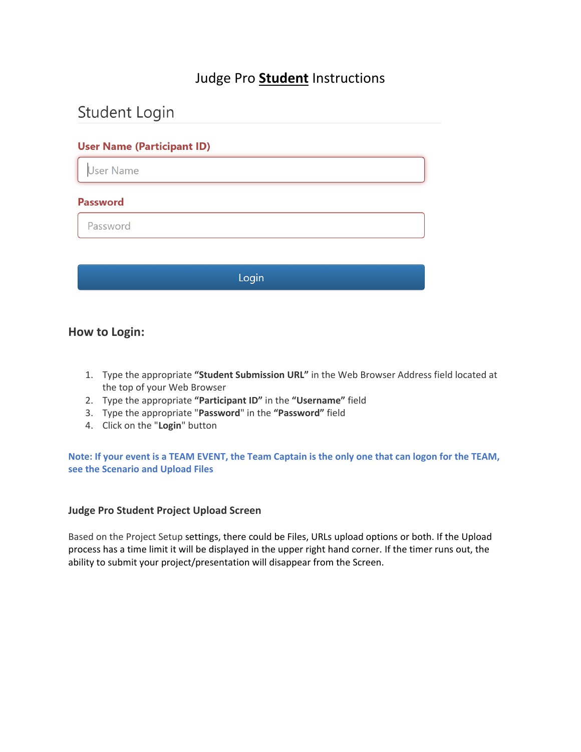# Judge Pro **Student** Instructions

## Student Login

**User Name (Participant ID)**

User Name

**Password**

Password

Login

### How to Login:

1. Type the appropriate **"Student Submission URL"** in the Web Browser Address field located at the top of your Web Browser
2. Type the appropriate **"Participant ID"** in the **"Username"** field
3. Type the appropriate "**Password**" in the **"Password"** field
4. Click on the "**Login**" button

**Note: If your event is a TEAM EVENT, the Team Captain is the only one that can logon for the TEAM, see the Scenario and Upload Files**

### Judge Pro Student Project Upload Screen

Based on the Project Setup settings, there could be Files, URLs upload options or both. If the Upload process has a time limit it will be displayed in the upper right hand corner. If the timer runs out, the ability to submit your project/presentation will disappear from the Screen.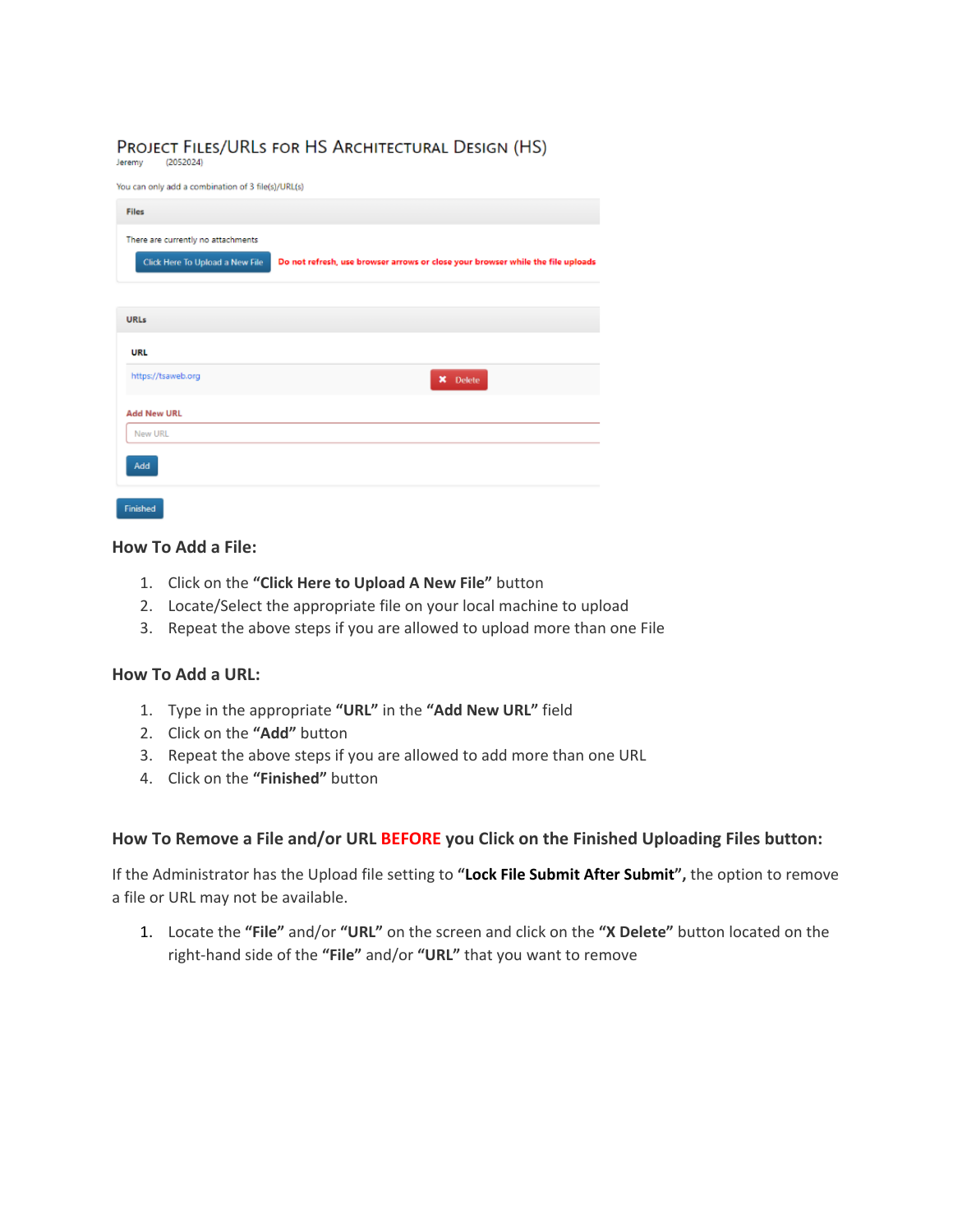PROJECT FILES/URLS FOR HS ARCHITECTURAL DESIGN (HS)

Jeremy (2052024)

You can only add a combination of 3 file(s)/URL(s)

**Files**

There are currently no attachments

Click Here To Upload a New File — Do not refresh, use browser arrows or close your browser while the file uploads

**URLs**

**URL**

https://tsaweb.org — Delete

**Add New URL**

New URL

Add

Finished

### How To Add a File:

1. Click on the **"Click Here to Upload A New File"** button
2. Locate/Select the appropriate file on your local machine to upload
3. Repeat the above steps if you are allowed to upload more than one File

### How To Add a URL:

1. Type in the appropriate **"URL"** in the **"Add New URL"** field
2. Click on the **"Add"** button
3. Repeat the above steps if you are allowed to add more than one URL
4. Click on the **"Finished"** button

### How To Remove a File and/or URL BEFORE you Click on the Finished Uploading Files button:

If the Administrator has the Upload file setting to **"Lock File Submit After Submit",** the option to remove a file or URL may not be available.

1. Locate the **"File"** and/or **"URL"** on the screen and click on the **"X Delete"** button located on the right-hand side of the **"File"** and/or **"URL"** that you want to remove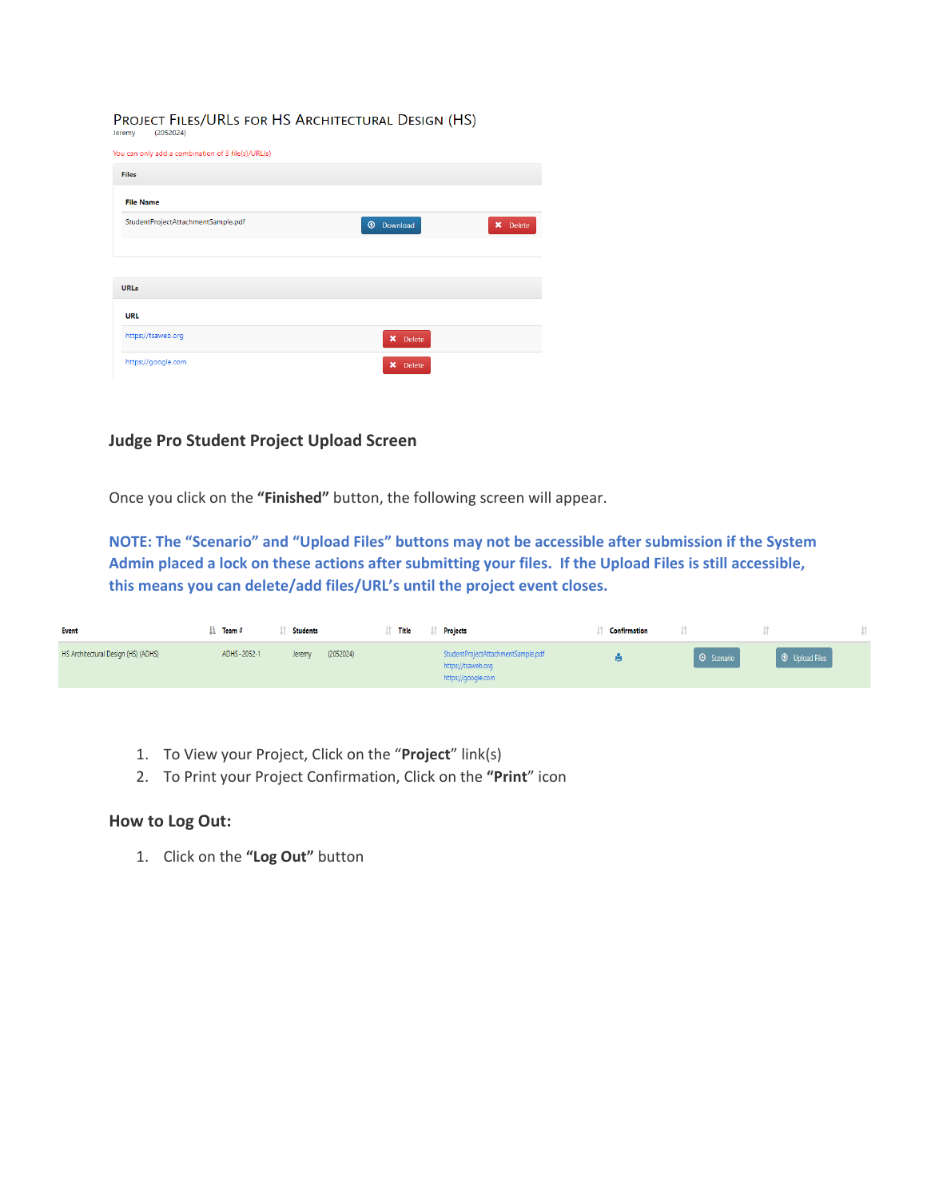### PROJECT FILES/URLS FOR HS ARCHITECTURAL DESIGN (HS)

Jeremy (2052024)

You can only add a combination of 3 file(s)/URL(s)

**Files**

| File Name | | |
|---|---|---|
| StudentProjectAttachmentSample.pdf | Download | Delete |

**URLs**

| URL | |
|---|---|
| https://tsaweb.org | Delete |
| https://google.com | Delete |

## Judge Pro Student Project Upload Screen

Once you click on the **"Finished"** button, the following screen will appear.

**NOTE: The "Scenario" and "Upload Files" buttons may not be accessible after submission if the System Admin placed a lock on these actions after submitting your files. If the Upload Files is still accessible, this means you can delete/add files/URL's until the project event closes.**

| Event | Team # | Students | Title | Projects | Confirmation | | |
|---|---|---|---|---|---|---|---|
| HS Architectural Design (HS) (ADHS) | ADHS-2052-1 | Jeremy (2052024) | | StudentProjectAttachmentSample.pdf https://tsaweb.org https://google.com | | Scenario | Upload Files |

1. To View your Project, Click on the "**Project**" link(s)
2. To Print your Project Confirmation, Click on the **"Print**" icon

## How to Log Out:

1. Click on the **"Log Out"** button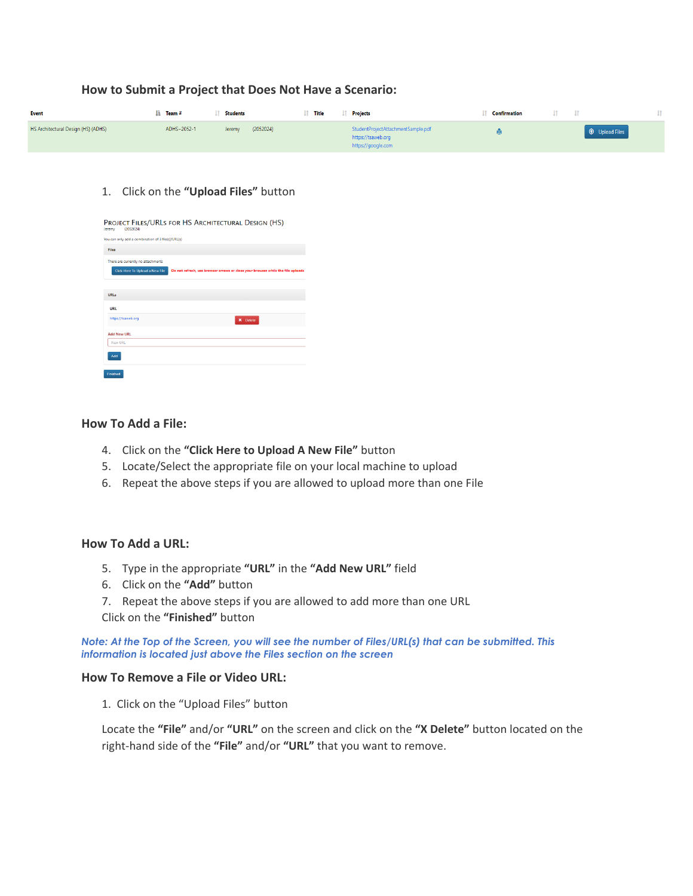### How to Submit a Project that Does Not Have a Scenario:

| Event | Team # | Students | Title | Projects | Confirmation | | |
|---|---|---|---|---|---|---|---|
| HS Architectural Design (HS) (ADHS) | ADHS-2052-1 | Jeremy (2052024) | | StudentProjectAttachmentSample.pdf https://tsaweb.org https://google.com | | | Upload Files |

1. Click on the **"Upload Files"** button

PROJECT FILES/URLS FOR HS ARCHITECTURAL DESIGN (HS)
Jeremy (2052024)

You can only add a combination of 3 file(s)/URL(s)

Files

There are currently no attachments

Click Here To Upload a New File — Do not refresh, use browser arrows or close your browser while the file uploads

URLs

URL

https://tsaweb.org — ✖ Delete

Add New URL

New URL

Add

Finished

### How To Add a File:

4. Click on the **"Click Here to Upload A New File"** button
5. Locate/Select the appropriate file on your local machine to upload
6. Repeat the above steps if you are allowed to upload more than one File

### How To Add a URL:

5. Type in the appropriate **"URL"** in the **"Add New URL"** field
6. Click on the **"Add"** button
7. Repeat the above steps if you are allowed to add more than one URL

Click on the **"Finished"** button

***Note: At the Top of the Screen, you will see the number of Files/URL(s) that can be submitted. This information is located just above the Files section on the screen***

### How To Remove a File or Video URL:

1. Click on the "Upload Files" button

Locate the **"File"** and/or **"URL"** on the screen and click on the **"X Delete"** button located on the right-hand side of the **"File"** and/or **"URL"** that you want to remove.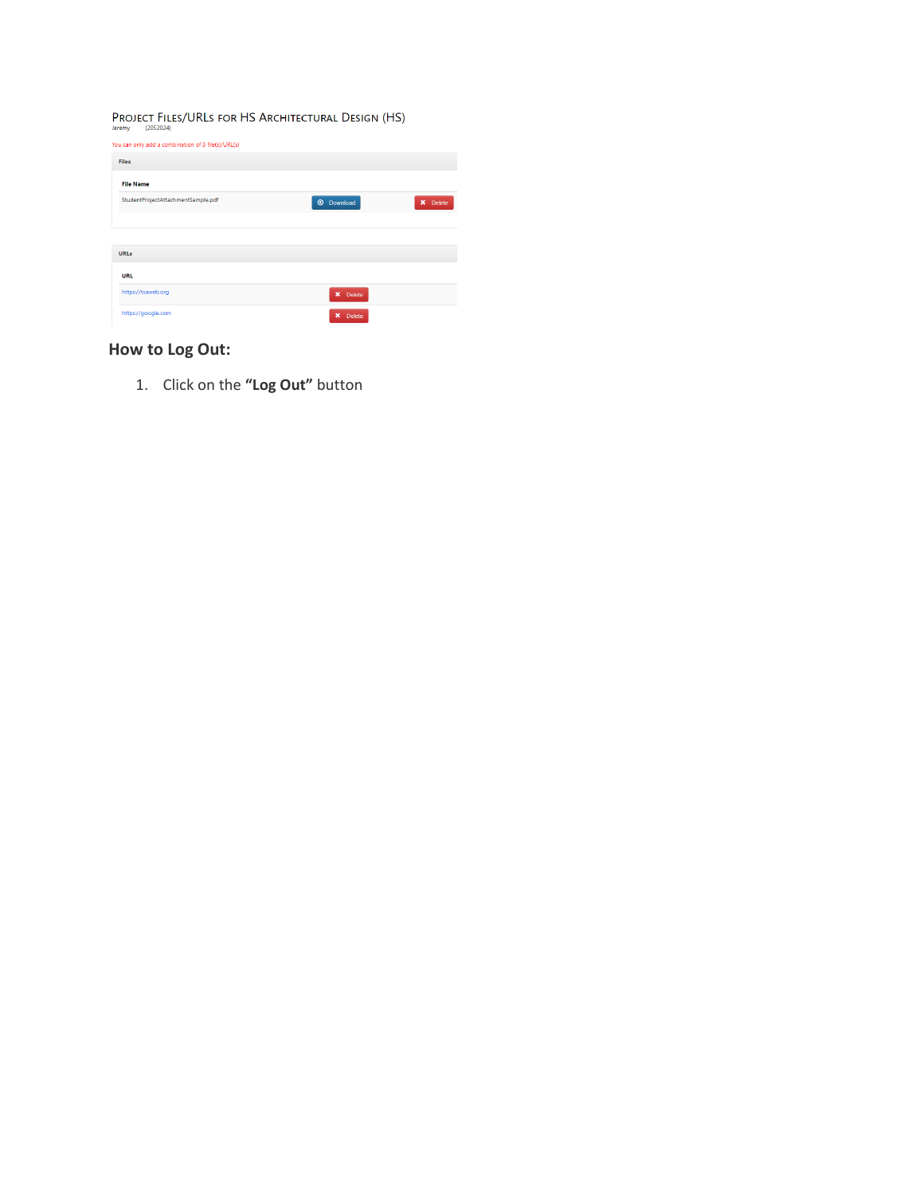# Project Files/URLs for HS Architectural Design (HS)

Jeremy (2052024)

You can only add a combination of 3 file(s)/URL(s)

**Files**

| File Name | | |
| --- | --- | --- |
| StudentProjectAttachmentSample.pdf | Download | Delete |

**URLs**

| URL | |
| --- | --- |
| https://tsaweb.org | Delete |
| https://google.com | Delete |

## How to Log Out:

1. Click on the **“Log Out”** button